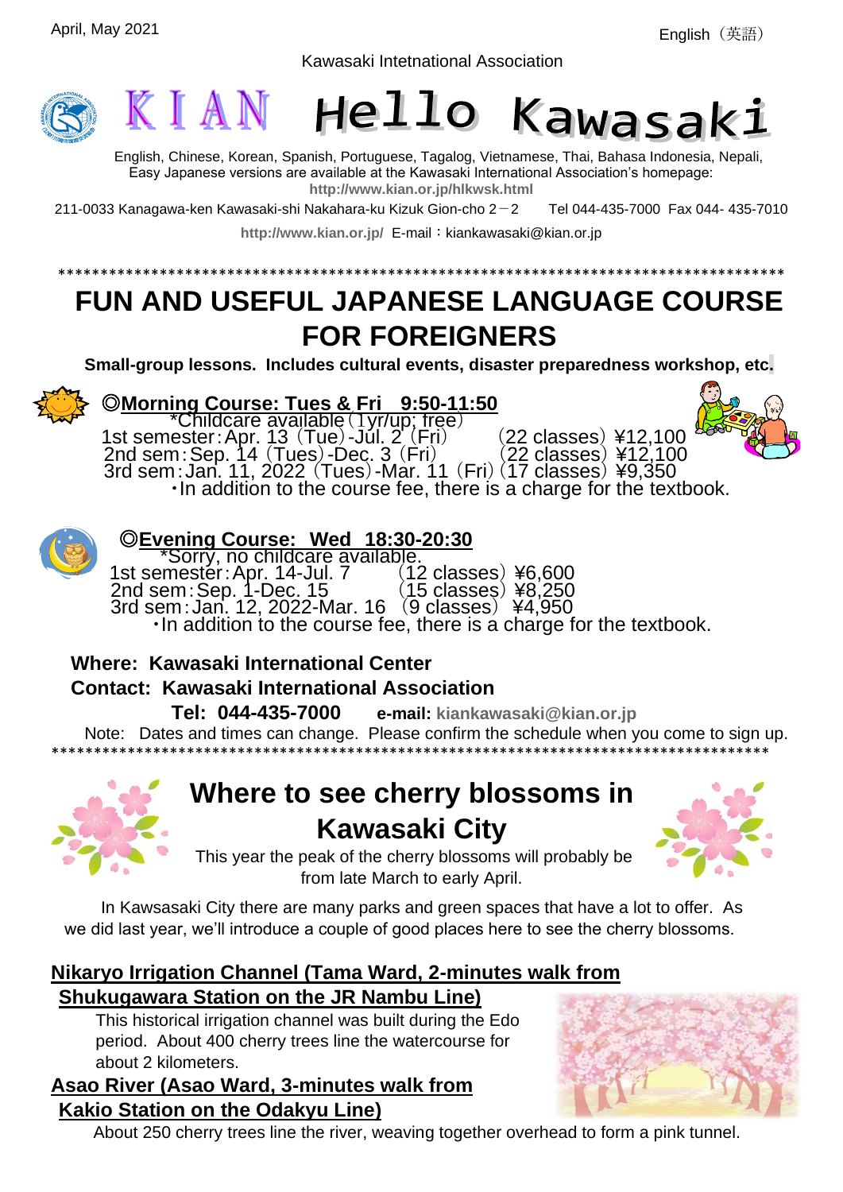April, May 2021

English（英語）

Kawasaki Intetnational Association

# KIAN Hello Kawasaki

English, Chinese, Korean, Spanish, Portuguese, Tagalog, Vietnamese, Thai, Bahasa Indonesia, Nepali, Easy Japanese versions are available at the Kawasaki International Association's homepage:
**http://www.kian.or.jp/hlkwsk.html**

211-0033 Kanagawa-ken Kawasaki-shi Nakahara-ku Kizuk Gion-cho 2－2　Tel 044-435-7000　Fax 044- 435-7010

**http://www.kian.or.jp/** E-mail：kiankawasaki@kian.or.jp

*******************************************************************************************

# FUN AND USEFUL JAPANESE LANGUAGE COURSE FOR FOREIGNERS

**Small-group lessons. Includes cultural events, disaster preparedness workshop, etc.**

## ◎Morning Course: Tues & Fri 9:50-11:50

*Childcare available（1yr/up; free）

1st semester：Apr. 13（Tue）-Jul. 2（Fri）　（22 classes）¥12,100
2nd sem：Sep. 14（Tues）-Dec. 3（Fri）　（22 classes）¥12,100
3rd sem：Jan. 11, 2022（Tues）-Mar. 11（Fri）（17 classes）¥9,350

・In addition to the course fee, there is a charge for the textbook.

## ◎Evening Course: Wed 18:30-20:30

*Sorry, no childcare available.

1st semester：Apr. 14-Jul. 7　（12 classes）¥6,600
2nd sem：Sep. 1-Dec. 15　（15 classes）¥8,250
3rd sem：Jan. 12, 2022-Mar. 16（9 classes）¥4,950

・In addition to the course fee, there is a charge for the textbook.

**Where: Kawasaki International Center**
**Contact: Kawasaki International Association**
**Tel: 044-435-7000**　**e-mail: kiankawasaki@kian.or.jp**

Note: Dates and times can change. Please confirm the schedule when you come to sign up.

*******************************************************************************************

# Where to see cherry blossoms in Kawasaki City

This year the peak of the cherry blossoms will probably be from late March to early April.

In Kawsasaki City there are many parks and green spaces that have a lot to offer. As we did last year, we'll introduce a couple of good places here to see the cherry blossoms.

### Nikaryo Irrigation Channel (Tama Ward, 2-minutes walk from Shukugawara Station on the JR Nambu Line)

This historical irrigation channel was built during the Edo period. About 400 cherry trees line the watercourse for about 2 kilometers.

### Asao River (Asao Ward, 3-minutes walk from Kakio Station on the Odakyu Line)

About 250 cherry trees line the river, weaving together overhead to form a pink tunnel.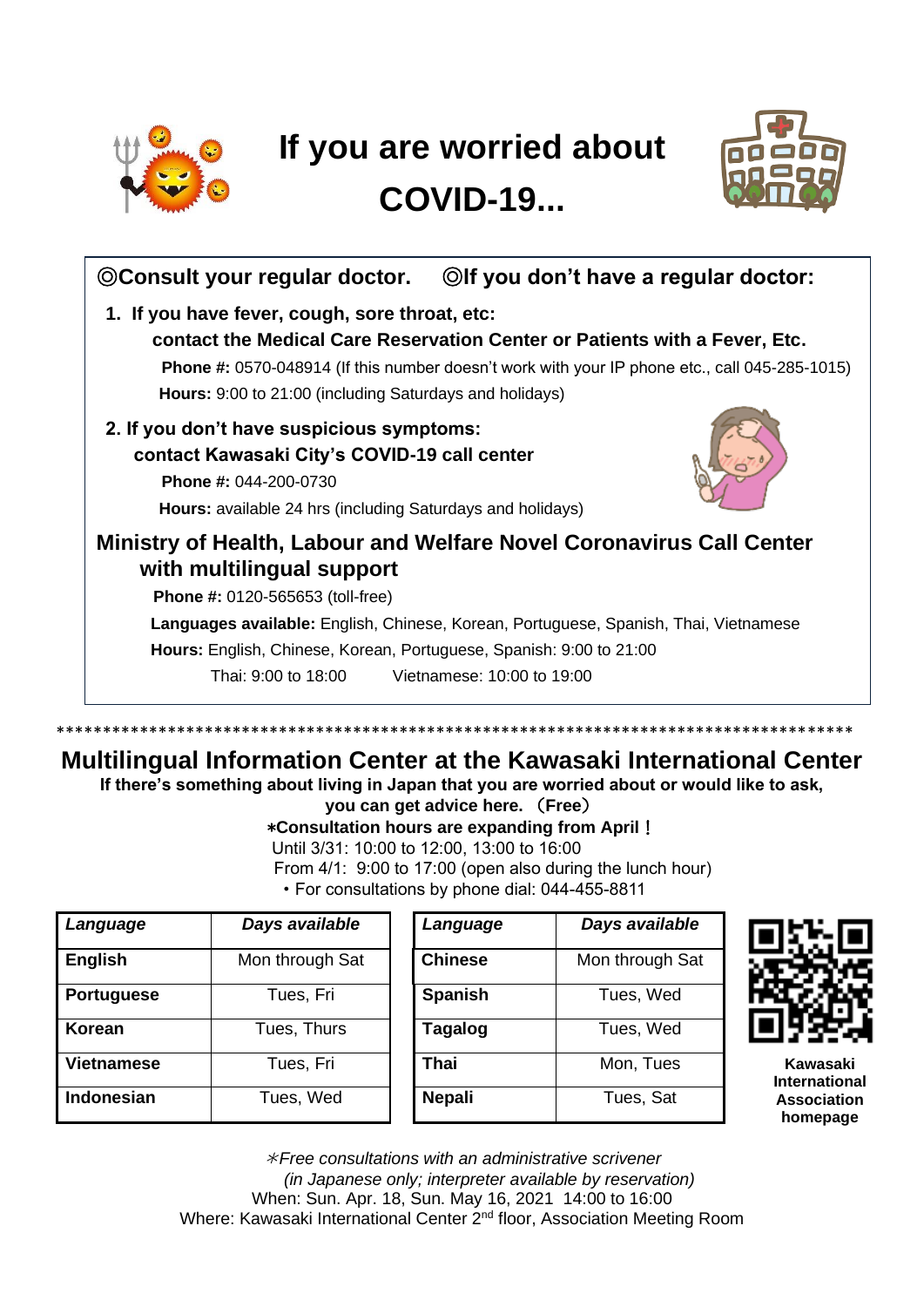# If you are worried about COVID-19...

◎**Consult your regular doctor.** ◎**If you don't have a regular doctor:**

1. **If you have fever, cough, sore throat, etc:**
   **contact the Medical Care Reservation Center or Patients with a Fever, Etc.**
   **Phone #:** 0570-048914 (If this number doesn't work with your IP phone etc., call 045-285-1015)
   **Hours:** 9:00 to 21:00 (including Saturdays and holidays)

2. **If you don't have suspicious symptoms:**
   **contact Kawasaki City's COVID-19 call center**
   **Phone #:** 044-200-0730
   **Hours:** available 24 hrs (including Saturdays and holidays)

## Ministry of Health, Labour and Welfare Novel Coronavirus Call Center with multilingual support

**Phone #:** 0120-565653 (toll-free)

**Languages available:** English, Chinese, Korean, Portuguese, Spanish, Thai, Vietnamese

**Hours:** English, Chinese, Korean, Portuguese, Spanish: 9:00 to 21:00
Thai: 9:00 to 18:00 Vietnamese: 10:00 to 19:00

****************************************************************************************

## Multilingual Information Center at the Kawasaki International Center

**If there's something about living in Japan that you are worried about or would like to ask, you can get advice here.（Free）**

∗**Consultation hours are expanding from April！**

Until 3/31: 10:00 to 12:00, 13:00 to 16:00
From 4/1: 9:00 to 17:00 (open also during the lunch hour)
・For consultations by phone dial: 044-455-8811

| *Language* | *Days available* |
|---|---|
| **English** | Mon through Sat |
| **Portuguese** | Tues, Fri |
| **Korean** | Tues, Thurs |
| **Vietnamese** | Tues, Fri |
| **Indonesian** | Tues, Wed |

| *Language* | *Days available* |
|---|---|
| **Chinese** | Mon through Sat |
| **Spanish** | Tues, Wed |
| **Tagalog** | Tues, Wed |
| **Thai** | Mon, Tues |
| **Nepali** | Tues, Sat |

**Kawasaki International Association homepage**

*＊Free consultations with an administrative scrivener (in Japanese only; interpreter available by reservation)*
When: Sun. Apr. 18, Sun. May 16, 2021 14:00 to 16:00
Where: Kawasaki International Center 2nd floor, Association Meeting Room